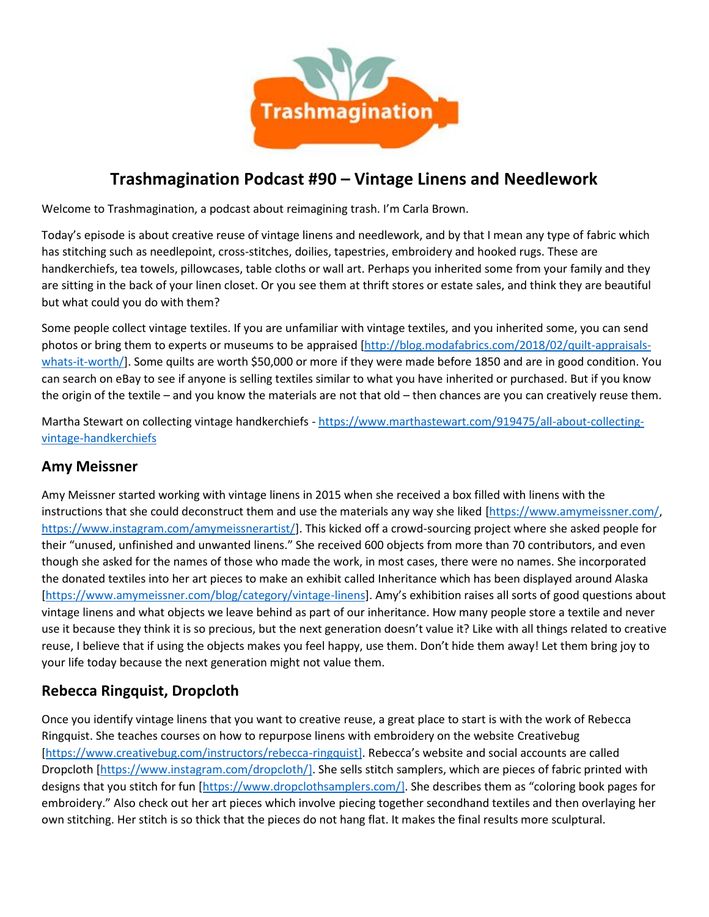# Trashmagination Podcast #90 – Vintage Linens and Needlework

Welcome to Trashmagination, a podcast about reimagining trash. I'm Carla Brown.

Today's episode is about creative reuse of vintage linens and needlework, and by that I mean any type of fabric which has stitching such as needlepoint, cross-stitches, doilies, tapestries, embroidery and hooked rugs. These are handkerchiefs, tea towels, pillowcases, table cloths or wall art. Perhaps you inherited some from your family and they are sitting in the back of your linen closet. Or you see them at thrift stores or estate sales, and think they are beautiful but what could you do with them?

Some people collect vintage textiles. If you are unfamiliar with vintage textiles, and you inherited some, you can send photos or bring them to experts or museums to be appraised [http://blog.modafabrics.com/2018/02/quilt-appraisals-whats-it-worth/]. Some quilts are worth $50,000 or more if they were made before 1850 and are in good condition. You can search on eBay to see if anyone is selling textiles similar to what you have inherited or purchased. But if you know the origin of the textile – and you know the materials are not that old – then chances are you can creatively reuse them.

Martha Stewart on collecting vintage handkerchiefs - https://www.marthastewart.com/919475/all-about-collecting-vintage-handkerchiefs

## Amy Meissner

Amy Meissner started working with vintage linens in 2015 when she received a box filled with linens with the instructions that she could deconstruct them and use the materials any way she liked [https://www.amymeissner.com/, https://www.instagram.com/amymeissnerartist/]. This kicked off a crowd-sourcing project where she asked people for their "unused, unfinished and unwanted linens." She received 600 objects from more than 70 contributors, and even though she asked for the names of those who made the work, in most cases, there were no names. She incorporated the donated textiles into her art pieces to make an exhibit called Inheritance which has been displayed around Alaska [https://www.amymeissner.com/blog/category/vintage-linens]. Amy's exhibition raises all sorts of good questions about vintage linens and what objects we leave behind as part of our inheritance. How many people store a textile and never use it because they think it is so precious, but the next generation doesn't value it? Like with all things related to creative reuse, I believe that if using the objects makes you feel happy, use them. Don't hide them away! Let them bring joy to your life today because the next generation might not value them.

## Rebecca Ringquist, Dropcloth

Once you identify vintage linens that you want to creative reuse, a great place to start is with the work of Rebecca Ringquist. She teaches courses on how to repurpose linens with embroidery on the website Creativebug [https://www.creativebug.com/instructors/rebecca-ringquist]. Rebecca's website and social accounts are called Dropcloth [https://www.instagram.com/dropcloth/]. She sells stitch samplers, which are pieces of fabric printed with designs that you stitch for fun [https://www.dropclothsamplers.com/]. She describes them as "coloring book pages for embroidery." Also check out her art pieces which involve piecing together secondhand textiles and then overlaying her own stitching. Her stitch is so thick that the pieces do not hang flat. It makes the final results more sculptural.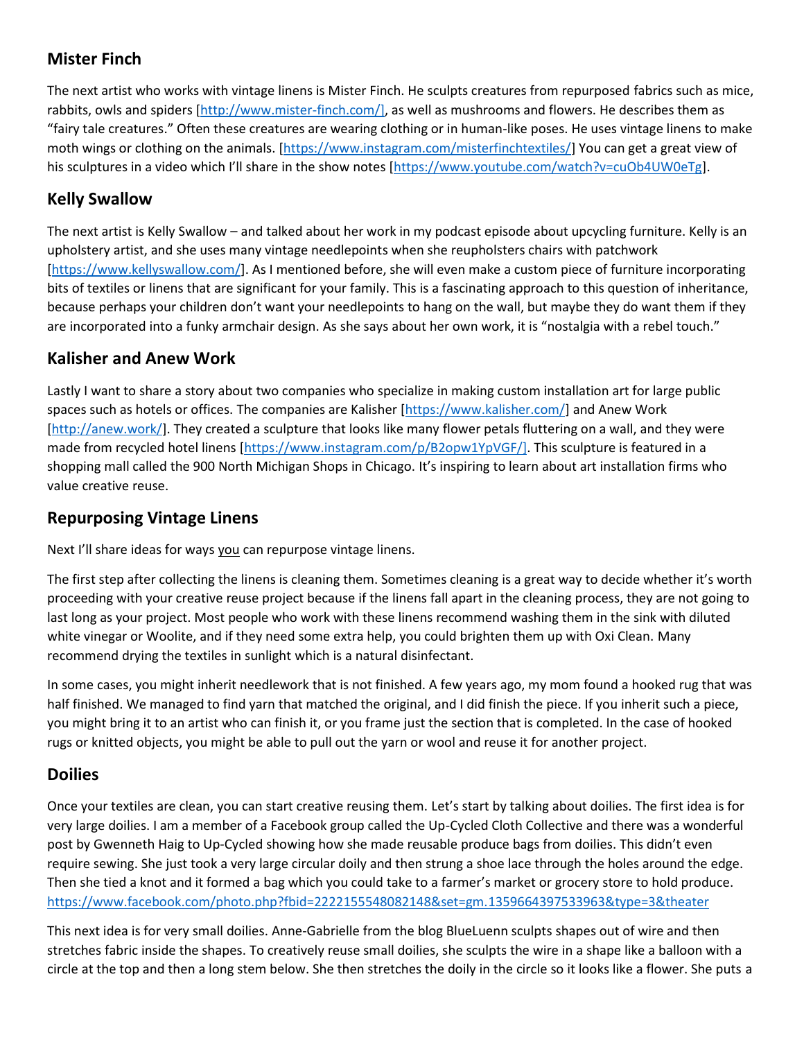## Mister Finch

The next artist who works with vintage linens is Mister Finch. He sculpts creatures from repurposed fabrics such as mice, rabbits, owls and spiders [http://www.mister-finch.com/], as well as mushrooms and flowers. He describes them as "fairy tale creatures." Often these creatures are wearing clothing or in human-like poses. He uses vintage linens to make moth wings or clothing on the animals. [https://www.instagram.com/misterfinchtextiles/] You can get a great view of his sculptures in a video which I'll share in the show notes [https://www.youtube.com/watch?v=cuOb4UW0eTg].

## Kelly Swallow

The next artist is Kelly Swallow – and talked about her work in my podcast episode about upcycling furniture. Kelly is an upholstery artist, and she uses many vintage needlepoints when she reupholsters chairs with patchwork [https://www.kellyswallow.com/]. As I mentioned before, she will even make a custom piece of furniture incorporating bits of textiles or linens that are significant for your family. This is a fascinating approach to this question of inheritance, because perhaps your children don't want your needlepoints to hang on the wall, but maybe they do want them if they are incorporated into a funky armchair design. As she says about her own work, it is "nostalgia with a rebel touch."

## Kalisher and Anew Work

Lastly I want to share a story about two companies who specialize in making custom installation art for large public spaces such as hotels or offices. The companies are Kalisher [https://www.kalisher.com/] and Anew Work [http://anew.work/]. They created a sculpture that looks like many flower petals fluttering on a wall, and they were made from recycled hotel linens [https://www.instagram.com/p/B2opw1YpVGF/]. This sculpture is featured in a shopping mall called the 900 North Michigan Shops in Chicago. It's inspiring to learn about art installation firms who value creative reuse.

## Repurposing Vintage Linens

Next I'll share ideas for ways <u>you</u> can repurpose vintage linens.

The first step after collecting the linens is cleaning them. Sometimes cleaning is a great way to decide whether it's worth proceeding with your creative reuse project because if the linens fall apart in the cleaning process, they are not going to last long as your project. Most people who work with these linens recommend washing them in the sink with diluted white vinegar or Woolite, and if they need some extra help, you could brighten them up with Oxi Clean. Many recommend drying the textiles in sunlight which is a natural disinfectant.

In some cases, you might inherit needlework that is not finished. A few years ago, my mom found a hooked rug that was half finished. We managed to find yarn that matched the original, and I did finish the piece. If you inherit such a piece, you might bring it to an artist who can finish it, or you frame just the section that is completed. In the case of hooked rugs or knitted objects, you might be able to pull out the yarn or wool and reuse it for another project.

## Doilies

Once your textiles are clean, you can start creative reusing them. Let's start by talking about doilies. The first idea is for very large doilies. I am a member of a Facebook group called the Up-Cycled Cloth Collective and there was a wonderful post by Gwenneth Haig to Up-Cycled showing how she made reusable produce bags from doilies. This didn't even require sewing. She just took a very large circular doily and then strung a shoe lace through the holes around the edge. Then she tied a knot and it formed a bag which you could take to a farmer's market or grocery store to hold produce. https://www.facebook.com/photo.php?fbid=2222155548082148&set=gm.1359664397533963&type=3&theater

This next idea is for very small doilies. Anne-Gabrielle from the blog BlueLuenn sculpts shapes out of wire and then stretches fabric inside the shapes. To creatively reuse small doilies, she sculpts the wire in a shape like a balloon with a circle at the top and then a long stem below. She then stretches the doily in the circle so it looks like a flower. She puts a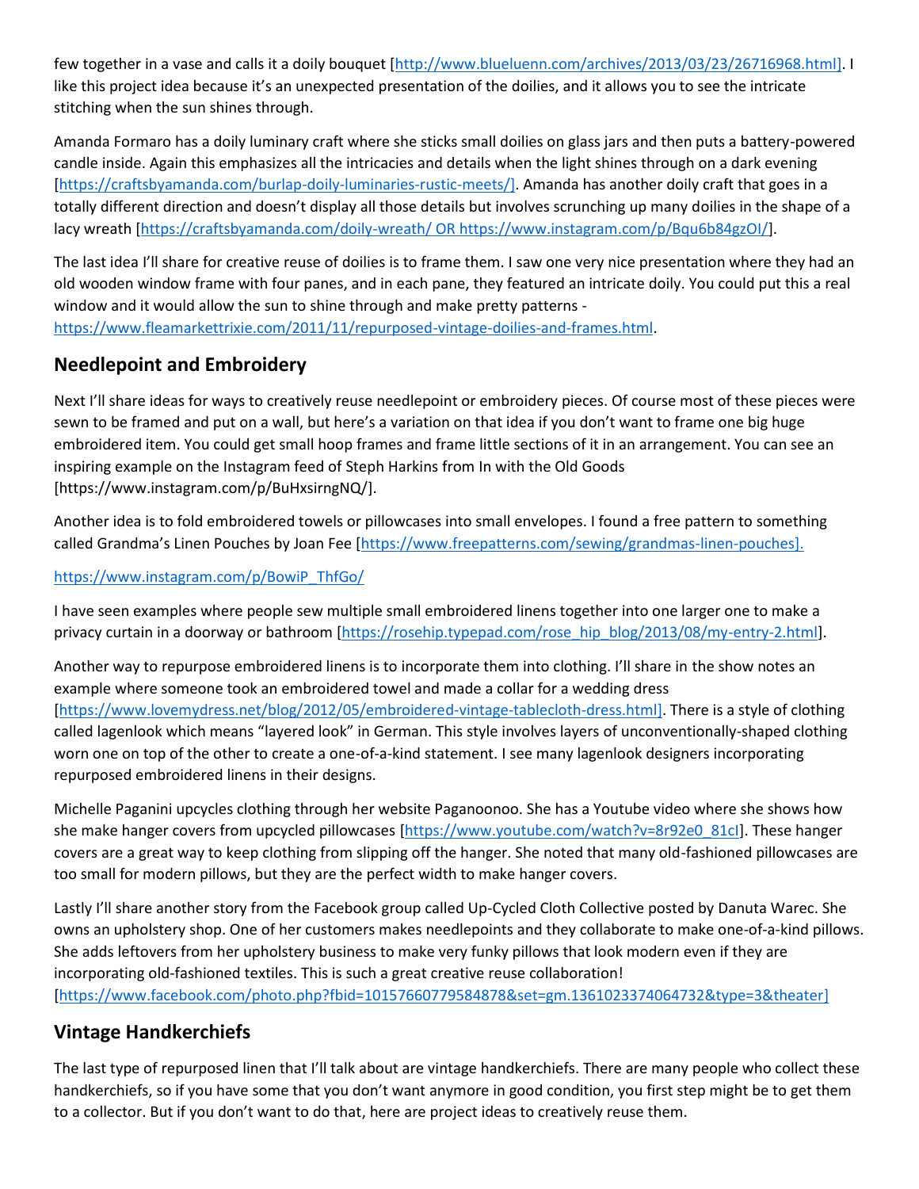few together in a vase and calls it a doily bouquet [http://www.blueluenn.com/archives/2013/03/23/26716968.html]. I like this project idea because it's an unexpected presentation of the doilies, and it allows you to see the intricate stitching when the sun shines through.

Amanda Formaro has a doily luminary craft where she sticks small doilies on glass jars and then puts a battery-powered candle inside. Again this emphasizes all the intricacies and details when the light shines through on a dark evening [https://craftsbyamanda.com/burlap-doily-luminaries-rustic-meets/]. Amanda has another doily craft that goes in a totally different direction and doesn't display all those details but involves scrunching up many doilies in the shape of a lacy wreath [https://craftsbyamanda.com/doily-wreath/ OR https://www.instagram.com/p/Bqu6b84gzOI/].

The last idea I'll share for creative reuse of doilies is to frame them. I saw one very nice presentation where they had an old wooden window frame with four panes, and in each pane, they featured an intricate doily. You could put this a real window and it would allow the sun to shine through and make pretty patterns - https://www.fleamarkettrixie.com/2011/11/repurposed-vintage-doilies-and-frames.html.

## Needlepoint and Embroidery

Next I'll share ideas for ways to creatively reuse needlepoint or embroidery pieces. Of course most of these pieces were sewn to be framed and put on a wall, but here's a variation on that idea if you don't want to frame one big huge embroidered item. You could get small hoop frames and frame little sections of it in an arrangement. You can see an inspiring example on the Instagram feed of Steph Harkins from In with the Old Goods [https://www.instagram.com/p/BuHxsirngNQ/].

Another idea is to fold embroidered towels or pillowcases into small envelopes. I found a free pattern to something called Grandma's Linen Pouches by Joan Fee [https://www.freepatterns.com/sewing/grandmas-linen-pouches].

https://www.instagram.com/p/BowiP_ThfGo/

I have seen examples where people sew multiple small embroidered linens together into one larger one to make a privacy curtain in a doorway or bathroom [https://rosehip.typepad.com/rose_hip_blog/2013/08/my-entry-2.html].

Another way to repurpose embroidered linens is to incorporate them into clothing. I'll share in the show notes an example where someone took an embroidered towel and made a collar for a wedding dress [https://www.lovemydress.net/blog/2012/05/embroidered-vintage-tablecloth-dress.html]. There is a style of clothing called lagenlook which means "layered look" in German. This style involves layers of unconventionally-shaped clothing worn one on top of the other to create a one-of-a-kind statement. I see many lagenlook designers incorporating repurposed embroidered linens in their designs.

Michelle Paganini upcycles clothing through her website Paganoonoo. She has a Youtube video where she shows how she make hanger covers from upcycled pillowcases [https://www.youtube.com/watch?v=8r92e0_81cI]. These hanger covers are a great way to keep clothing from slipping off the hanger. She noted that many old-fashioned pillowcases are too small for modern pillows, but they are the perfect width to make hanger covers.

Lastly I'll share another story from the Facebook group called Up-Cycled Cloth Collective posted by Danuta Warec. She owns an upholstery shop. One of her customers makes needlepoints and they collaborate to make one-of-a-kind pillows. She adds leftovers from her upholstery business to make very funky pillows that look modern even if they are incorporating old-fashioned textiles. This is such a great creative reuse collaboration! [https://www.facebook.com/photo.php?fbid=10157660779584878&set=gm.1361023374064732&type=3&theater]

## Vintage Handkerchiefs

The last type of repurposed linen that I'll talk about are vintage handkerchiefs. There are many people who collect these handkerchiefs, so if you have some that you don't want anymore in good condition, you first step might be to get them to a collector. But if you don't want to do that, here are project ideas to creatively reuse them.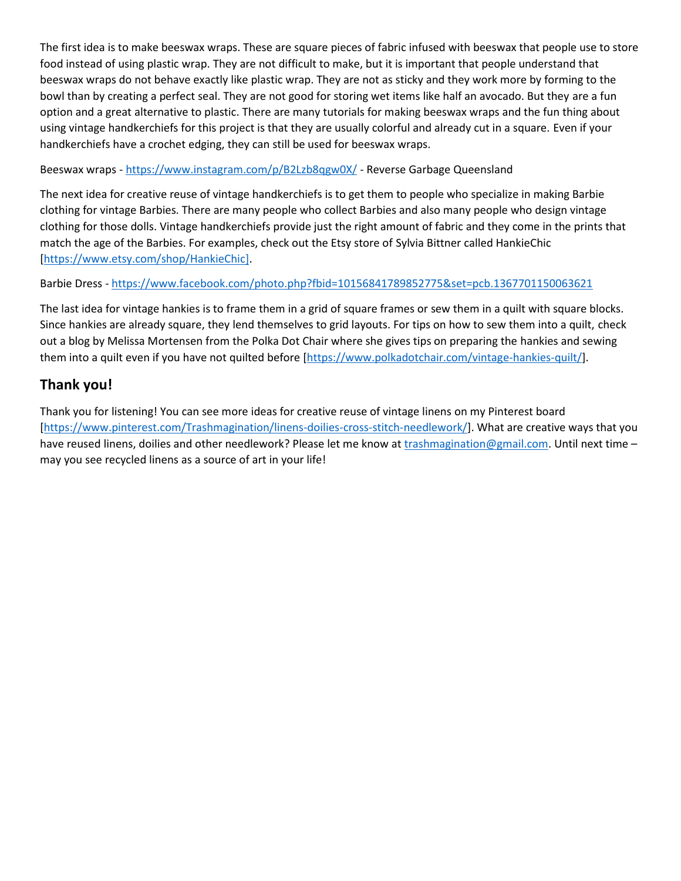The first idea is to make beeswax wraps. These are square pieces of fabric infused with beeswax that people use to store food instead of using plastic wrap. They are not difficult to make, but it is important that people understand that beeswax wraps do not behave exactly like plastic wrap. They are not as sticky and they work more by forming to the bowl than by creating a perfect seal. They are not good for storing wet items like half an avocado. But they are a fun option and a great alternative to plastic. There are many tutorials for making beeswax wraps and the fun thing about using vintage handkerchiefs for this project is that they are usually colorful and already cut in a square. Even if your handkerchiefs have a crochet edging, they can still be used for beeswax wraps.

Beeswax wraps - https://www.instagram.com/p/B2Lzb8qgw0X/ - Reverse Garbage Queensland

The next idea for creative reuse of vintage handkerchiefs is to get them to people who specialize in making Barbie clothing for vintage Barbies. There are many people who collect Barbies and also many people who design vintage clothing for those dolls. Vintage handkerchiefs provide just the right amount of fabric and they come in the prints that match the age of the Barbies. For examples, check out the Etsy store of Sylvia Bittner called HankieChic [https://www.etsy.com/shop/HankieChic].

Barbie Dress - https://www.facebook.com/photo.php?fbid=10156841789852775&set=pcb.1367701150063621

The last idea for vintage hankies is to frame them in a grid of square frames or sew them in a quilt with square blocks. Since hankies are already square, they lend themselves to grid layouts. For tips on how to sew them into a quilt, check out a blog by Melissa Mortensen from the Polka Dot Chair where she gives tips on preparing the hankies and sewing them into a quilt even if you have not quilted before [https://www.polkadotchair.com/vintage-hankies-quilt/].

## Thank you!

Thank you for listening! You can see more ideas for creative reuse of vintage linens on my Pinterest board [https://www.pinterest.com/Trashmagination/linens-doilies-cross-stitch-needlework/]. What are creative ways that you have reused linens, doilies and other needlework? Please let me know at trashmagination@gmail.com. Until next time – may you see recycled linens as a source of art in your life!